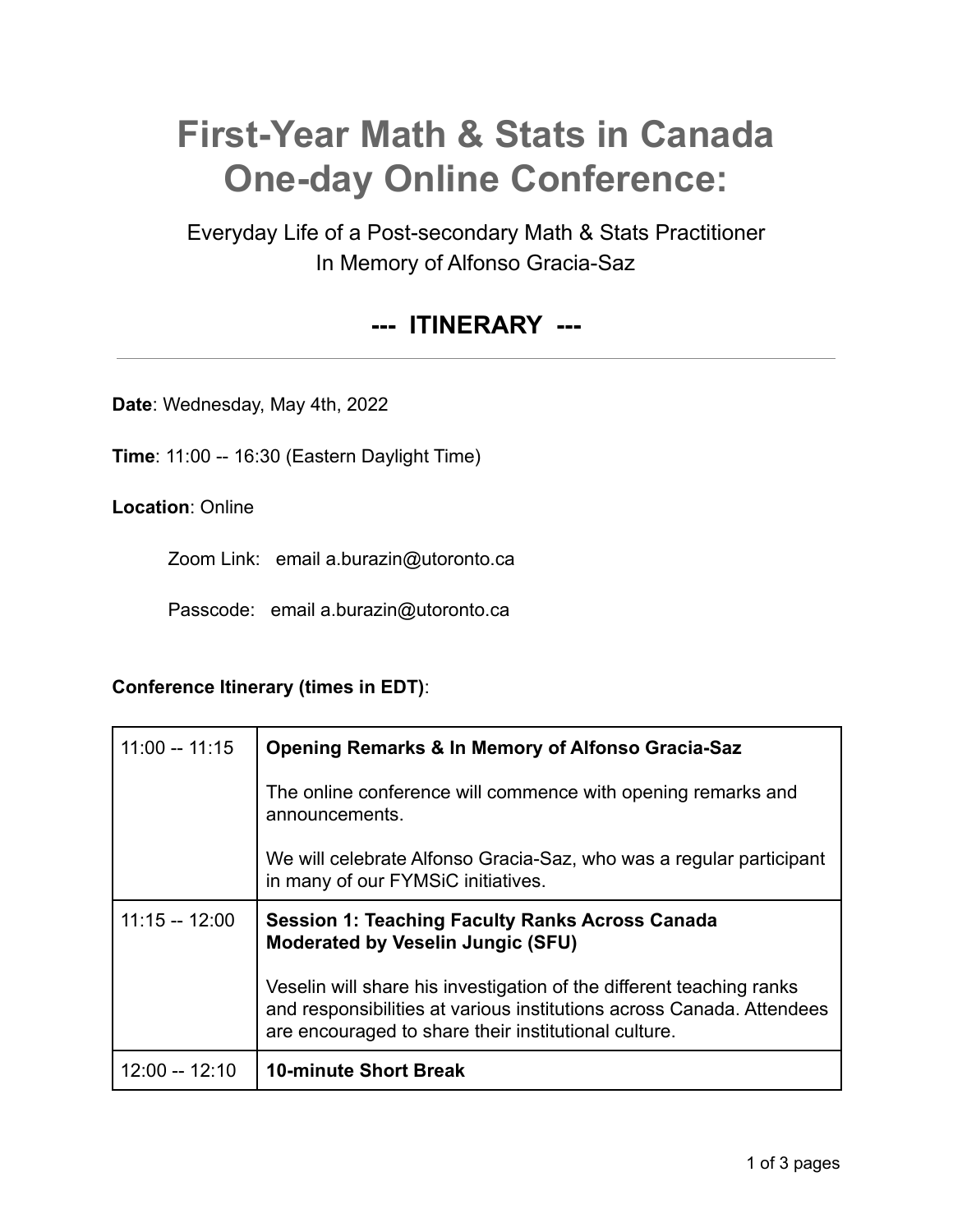# First-Year Math & Stats in Canada One-day Online Conference:

Everyday Life of a Post-secondary Math & Stats Practitioner
In Memory of Alfonso Gracia-Saz

## --- ITINERARY ---

---

**Date**: Wednesday, May 4th, 2022

**Time**: 11:00 -- 16:30 (Eastern Daylight Time)

**Location**: Online

Zoom Link: email a.burazin@utoronto.ca

Passcode: email a.burazin@utoronto.ca

**Conference Itinerary (times in EDT)**:

| | |
|---|---|
| 11:00 -- 11:15 | **Opening Remarks & In Memory of Alfonso Gracia-Saz**<br><br>The online conference will commence with opening remarks and announcements.<br><br>We will celebrate Alfonso Gracia-Saz, who was a regular participant in many of our FYMSiC initiatives. |
| 11:15 -- 12:00 | **Session 1: Teaching Faculty Ranks Across Canada**<br>**Moderated by Veselin Jungic (SFU)**<br><br>Veselin will share his investigation of the different teaching ranks and responsibilities at various institutions across Canada. Attendees are encouraged to share their institutional culture. |
| 12:00 -- 12:10 | **10-minute Short Break** |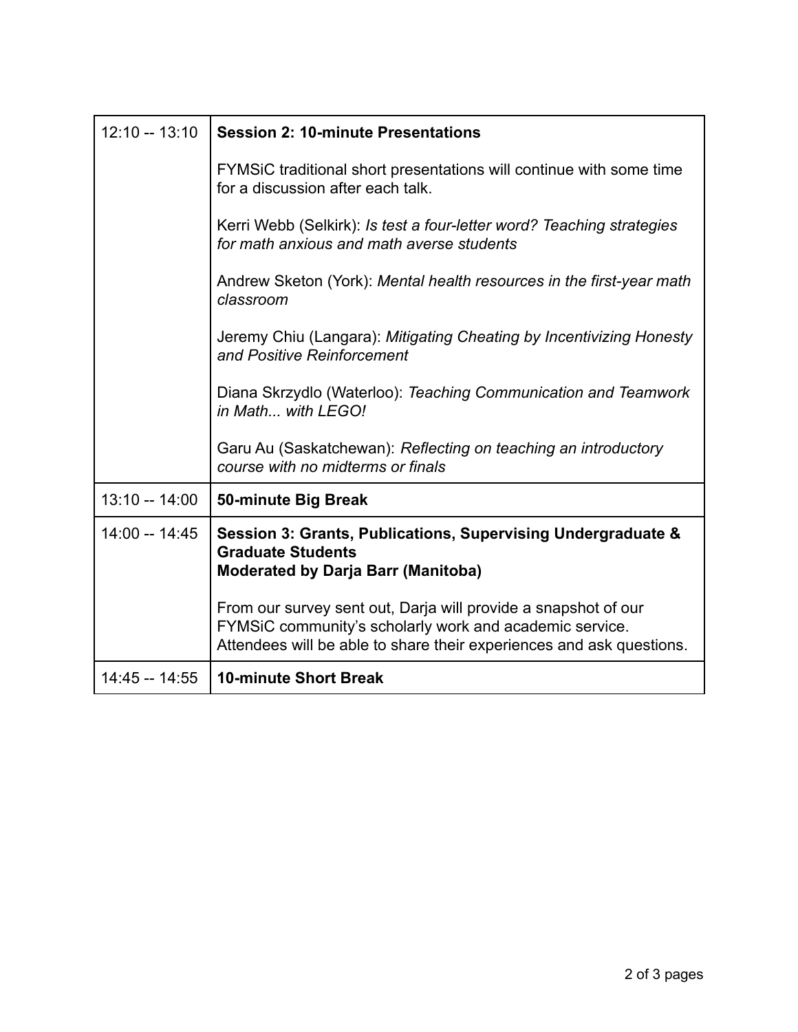| | |
|---|---|
| 12:10 -- 13:10 | **Session 2: 10-minute Presentations**<br><br>FYMSiC traditional short presentations will continue with some time for a discussion after each talk.<br><br>Kerri Webb (Selkirk): *Is test a four-letter word? Teaching strategies for math anxious and math averse students*<br><br>Andrew Sketon (York): *Mental health resources in the first-year math classroom*<br><br>Jeremy Chiu (Langara): *Mitigating Cheating by Incentivizing Honesty and Positive Reinforcement*<br><br>Diana Skrzydlo (Waterloo): *Teaching Communication and Teamwork in Math... with LEGO!*<br><br>Garu Au (Saskatchewan): *Reflecting on teaching an introductory course with no midterms or finals* |
| 13:10 -- 14:00 | **50-minute Big Break** |
| 14:00 -- 14:45 | **Session 3: Grants, Publications, Supervising Undergraduate & Graduate Students**<br>**Moderated by Darja Barr (Manitoba)**<br><br>From our survey sent out, Darja will provide a snapshot of our FYMSiC community's scholarly work and academic service. Attendees will be able to share their experiences and ask questions. |
| 14:45 -- 14:55 | **10-minute Short Break** |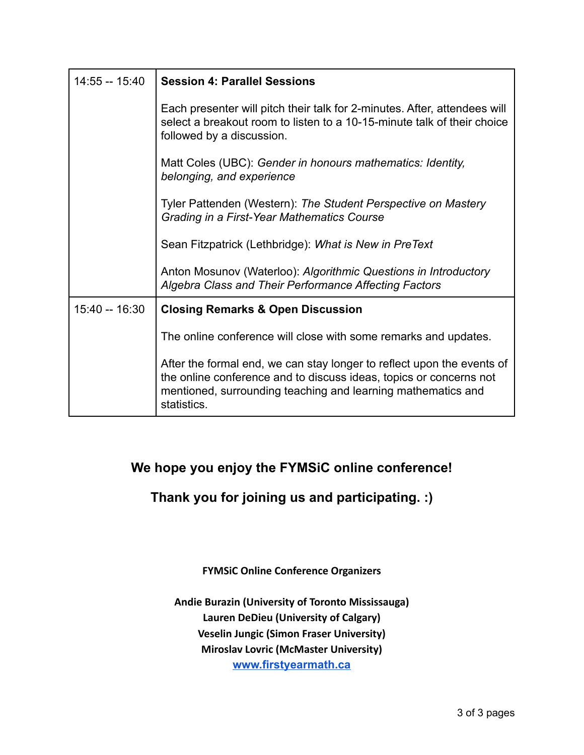| | |
|---|---|
| 14:55 -- 15:40 | **Session 4: Parallel Sessions**<br><br>Each presenter will pitch their talk for 2-minutes. After, attendees will select a breakout room to listen to a 10-15-minute talk of their choice followed by a discussion.<br><br>Matt Coles (UBC): *Gender in honours mathematics: Identity, belonging, and experience*<br><br>Tyler Pattenden (Western): *The Student Perspective on Mastery Grading in a First-Year Mathematics Course*<br><br>Sean Fitzpatrick (Lethbridge): *What is New in PreText*<br><br>Anton Mosunov (Waterloo): *Algorithmic Questions in Introductory Algebra Class and Their Performance Affecting Factors* |
| 15:40 -- 16:30 | **Closing Remarks & Open Discussion**<br><br>The online conference will close with some remarks and updates.<br><br>After the formal end, we can stay longer to reflect upon the events of the online conference and to discuss ideas, topics or concerns not mentioned, surrounding teaching and learning mathematics and statistics. |

**We hope you enjoy the FYMSiC online conference!**

**Thank you for joining us and participating. :)**

**FYMSiC Online Conference Organizers**

**Andie Burazin (University of Toronto Mississauga)**
**Lauren DeDieu (University of Calgary)**
**Veselin Jungic (Simon Fraser University)**
**Miroslav Lovric (McMaster University)**
**[www.firstyearmath.ca](http://www.firstyearmath.ca)**